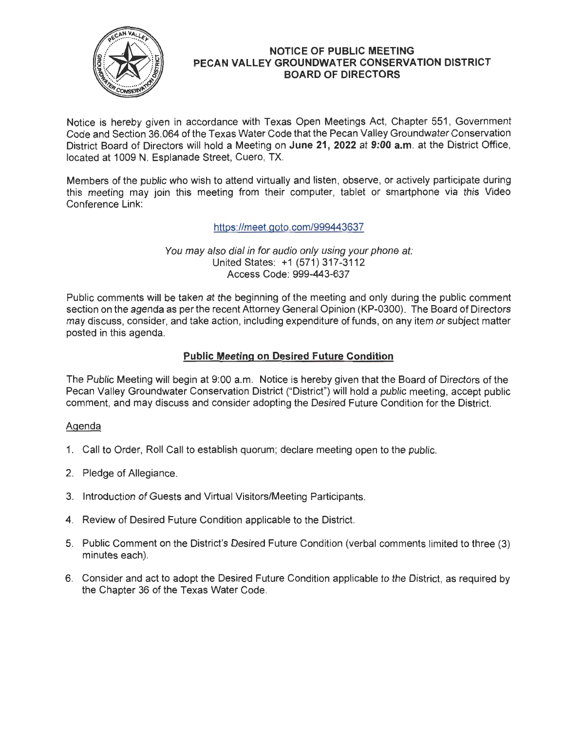# NOTICE OF PUBLIC MEETING
# PECAN VALLEY GROUNDWATER CONSERVATION DISTRICT
# BOARD OF DIRECTORS

Notice is hereby given in accordance with Texas Open Meetings Act, Chapter 551, Government Code and Section 36.064 of the Texas Water Code that the Pecan Valley Groundwater Conservation District Board of Directors will hold a Meeting on **June 21, 2022** at **9:00 a.m**. at the District Office, located at 1009 N. Esplanade Street, Cuero, TX.

Members of the public who wish to attend virtually and listen, observe, or actively participate during this meeting may join this meeting from their computer, tablet or smartphone via this Video Conference Link:

https://meet.goto.com/999443637

*You may also dial in for audio only using your phone at:*
United States: +1 (571) 317-3112
Access Code: 999-443-637

Public comments will be taken at the beginning of the meeting and only during the public comment section on the agenda as per the recent Attorney General Opinion (KP-0300). The Board of Directors may discuss, consider, and take action, including expenditure of funds, on any item or subject matter posted in this agenda.

## Public Meeting on Desired Future Condition

The Public Meeting will begin at 9:00 a.m. Notice is hereby given that the Board of Directors of the Pecan Valley Groundwater Conservation District ("District") will hold a public meeting, accept public comment, and may discuss and consider adopting the Desired Future Condition for the District.

### Agenda

1. Call to Order, Roll Call to establish quorum; declare meeting open to the public.
2. Pledge of Allegiance.
3. Introduction of Guests and Virtual Visitors/Meeting Participants.
4. Review of Desired Future Condition applicable to the District.
5. Public Comment on the District's Desired Future Condition (verbal comments limited to three (3) minutes each).
6. Consider and act to adopt the Desired Future Condition applicable to the District, as required by the Chapter 36 of the Texas Water Code.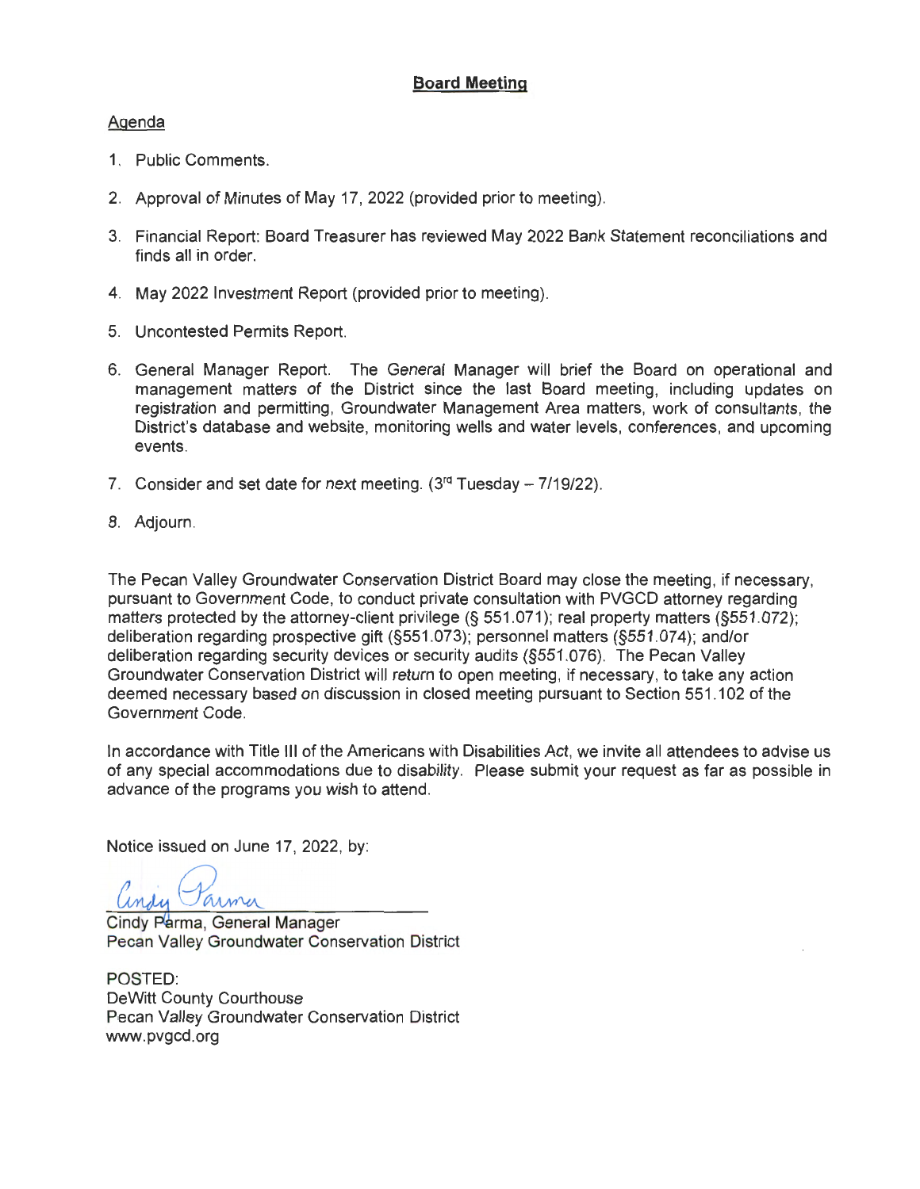## **Board Meeting**

Agenda

1. Public Comments.

2. Approval of Minutes of May 17, 2022 (provided prior to meeting).

3. Financial Report: Board Treasurer has reviewed May 2022 Bank Statement reconciliations and finds all in order.

4. May 2022 Investment Report (provided prior to meeting).

5. Uncontested Permits Report.

6. General Manager Report. The General Manager will brief the Board on operational and management matters of the District since the last Board meeting, including updates on registration and permitting, Groundwater Management Area matters, work of consultants, the District's database and website, monitoring wells and water levels, conferences, and upcoming events.

7. Consider and set date for next meeting. (3rd Tuesday – 7/19/22).

8. Adjourn.

The Pecan Valley Groundwater Conservation District Board may close the meeting, if necessary, pursuant to Government Code, to conduct private consultation with PVGCD attorney regarding matters protected by the attorney-client privilege (§ 551.071); real property matters (§551.072); deliberation regarding prospective gift (§551.073); personnel matters (§551.074); and/or deliberation regarding security devices or security audits (§551.076). The Pecan Valley Groundwater Conservation District will return to open meeting, if necessary, to take any action deemed necessary based on discussion in closed meeting pursuant to Section 551.102 of the Government Code.

In accordance with Title III of the Americans with Disabilities Act, we invite all attendees to advise us of any special accommodations due to disability. Please submit your request as far as possible in advance of the programs you wish to attend.

Notice issued on June 17, 2022, by:

Cindy Parma

Cindy Parma, General Manager
Pecan Valley Groundwater Conservation District

POSTED:
DeWitt County Courthouse
Pecan Valley Groundwater Conservation District
www.pvgcd.org